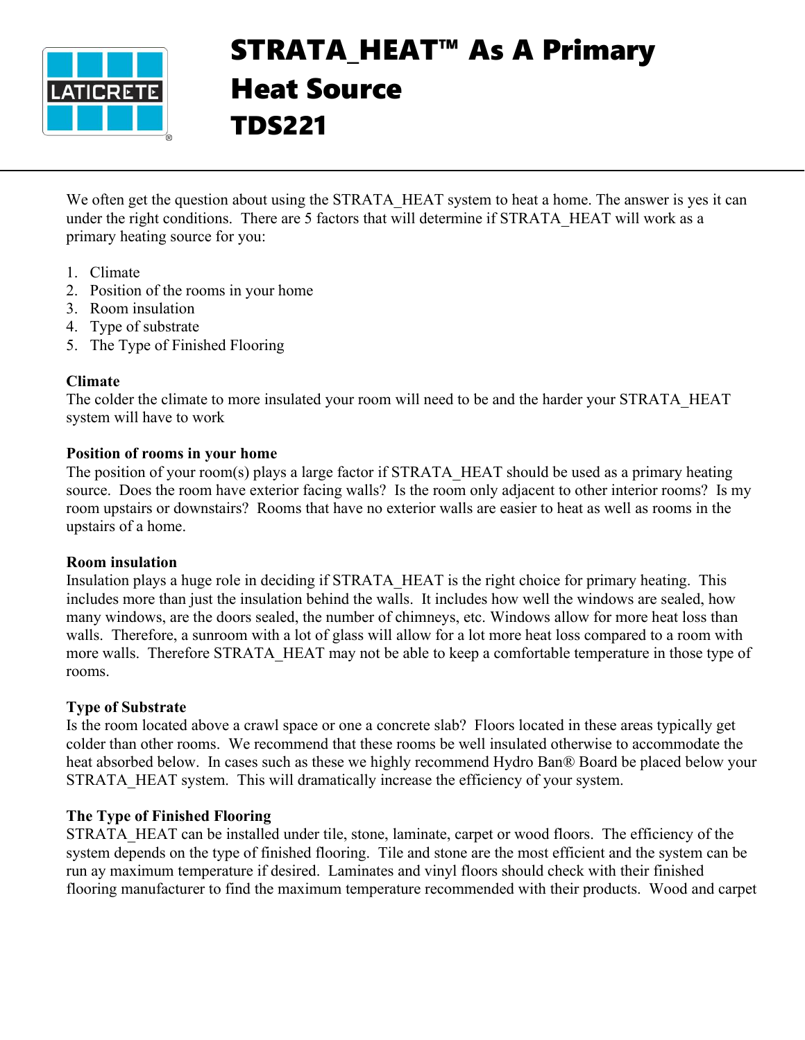# STRATA_HEAT™ As A Primary Heat Source TDS221

We often get the question about using the STRATA_HEAT system to heat a home. The answer is yes it can under the right conditions. There are 5 factors that will determine if STRATA_HEAT will work as a primary heating source for you:

1. Climate
2. Position of the rooms in your home
3. Room insulation
4. Type of substrate
5. The Type of Finished Flooring

**Climate**
The colder the climate to more insulated your room will need to be and the harder your STRATA_HEAT system will have to work

**Position of rooms in your home**
The position of your room(s) plays a large factor if STRATA_HEAT should be used as a primary heating source. Does the room have exterior facing walls? Is the room only adjacent to other interior rooms? Is my room upstairs or downstairs? Rooms that have no exterior walls are easier to heat as well as rooms in the upstairs of a home.

**Room insulation**
Insulation plays a huge role in deciding if STRATA_HEAT is the right choice for primary heating. This includes more than just the insulation behind the walls. It includes how well the windows are sealed, how many windows, are the doors sealed, the number of chimneys, etc. Windows allow for more heat loss than walls. Therefore, a sunroom with a lot of glass will allow for a lot more heat loss compared to a room with more walls. Therefore STRATA_HEAT may not be able to keep a comfortable temperature in those type of rooms.

**Type of Substrate**
Is the room located above a crawl space or one a concrete slab? Floors located in these areas typically get colder than other rooms. We recommend that these rooms be well insulated otherwise to accommodate the heat absorbed below. In cases such as these we highly recommend Hydro Ban® Board be placed below your STRATA_HEAT system. This will dramatically increase the efficiency of your system.

**The Type of Finished Flooring**
STRATA_HEAT can be installed under tile, stone, laminate, carpet or wood floors. The efficiency of the system depends on the type of finished flooring. Tile and stone are the most efficient and the system can be run ay maximum temperature if desired. Laminates and vinyl floors should check with their finished flooring manufacturer to find the maximum temperature recommended with their products. Wood and carpet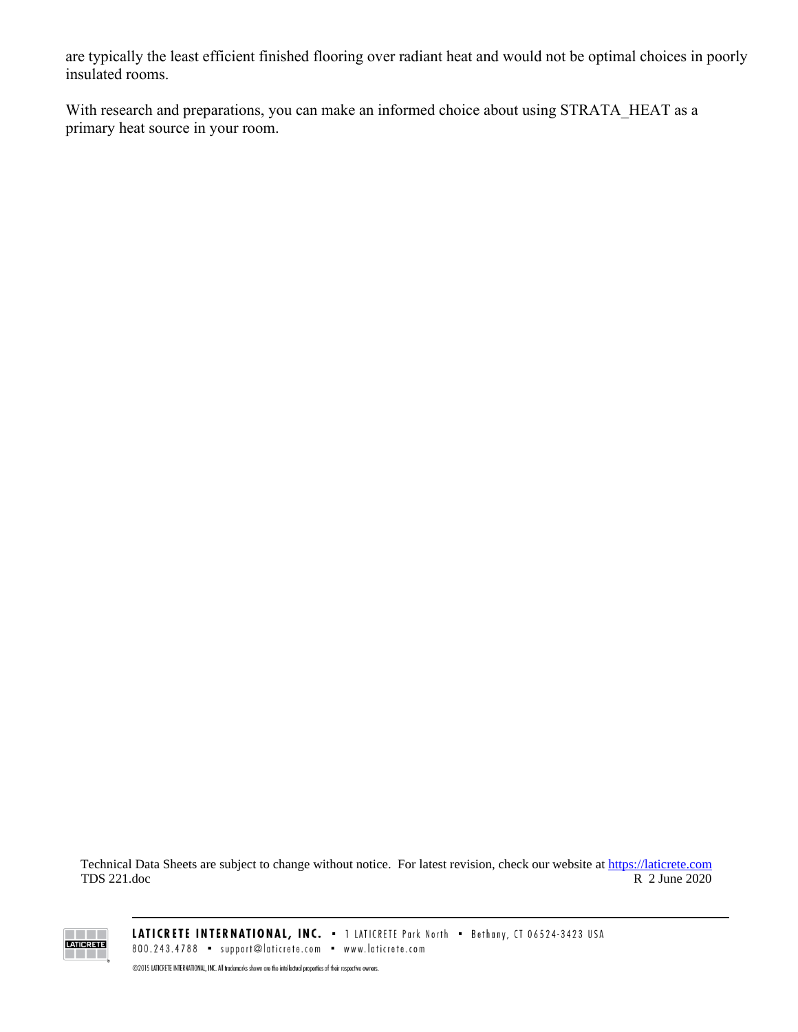are typically the least efficient finished flooring over radiant heat and would not be optimal choices in poorly insulated rooms.

With research and preparations, you can make an informed choice about using STRATA_HEAT as a primary heat source in your room.

Technical Data Sheets are subject to change without notice. For latest revision, check our website at https://laticrete.com
TDS 221.doc R 2 June 2020

**LATICRETE INTERNATIONAL, INC.** ▪ 1 LATICRETE Park North ▪ Bethany, CT 06524-3423 USA
800.243.4788 ▪ support@laticrete.com ▪ www.laticrete.com

©2015 LATICRETE INTERNATIONAL, INC. All trademarks shown are the intellectual properties of their respective owners.